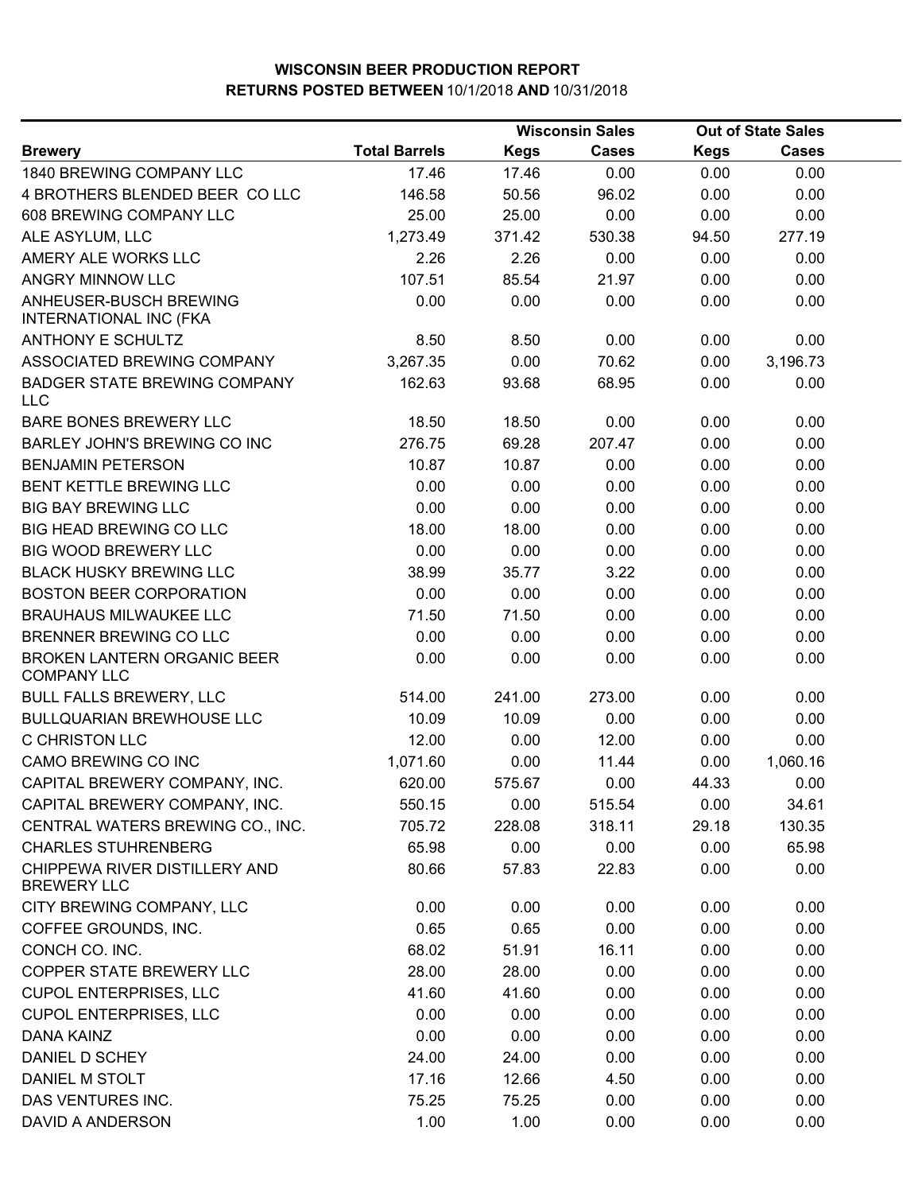# WISCONSIN BEER PRODUCTION REPORT
## RETURNS POSTED BETWEEN 10/1/2018 AND 10/31/2018

| | | Wisconsin Sales | | Out of State Sales | |
|---|---|---|---|---|---|
| **Brewery** | **Total Barrels** | **Kegs** | **Cases** | **Kegs** | **Cases** |
| 1840 BREWING COMPANY LLC | 17.46 | 17.46 | 0.00 | 0.00 | 0.00 |
| 4 BROTHERS BLENDED BEER CO LLC | 146.58 | 50.56 | 96.02 | 0.00 | 0.00 |
| 608 BREWING COMPANY LLC | 25.00 | 25.00 | 0.00 | 0.00 | 0.00 |
| ALE ASYLUM, LLC | 1,273.49 | 371.42 | 530.38 | 94.50 | 277.19 |
| AMERY ALE WORKS LLC | 2.26 | 2.26 | 0.00 | 0.00 | 0.00 |
| ANGRY MINNOW LLC | 107.51 | 85.54 | 21.97 | 0.00 | 0.00 |
| ANHEUSER-BUSCH BREWING INTERNATIONAL INC (FKA | 0.00 | 0.00 | 0.00 | 0.00 | 0.00 |
| ANTHONY E SCHULTZ | 8.50 | 8.50 | 0.00 | 0.00 | 0.00 |
| ASSOCIATED BREWING COMPANY | 3,267.35 | 0.00 | 70.62 | 0.00 | 3,196.73 |
| BADGER STATE BREWING COMPANY LLC | 162.63 | 93.68 | 68.95 | 0.00 | 0.00 |
| BARE BONES BREWERY LLC | 18.50 | 18.50 | 0.00 | 0.00 | 0.00 |
| BARLEY JOHN'S BREWING CO INC | 276.75 | 69.28 | 207.47 | 0.00 | 0.00 |
| BENJAMIN PETERSON | 10.87 | 10.87 | 0.00 | 0.00 | 0.00 |
| BENT KETTLE BREWING LLC | 0.00 | 0.00 | 0.00 | 0.00 | 0.00 |
| BIG BAY BREWING LLC | 0.00 | 0.00 | 0.00 | 0.00 | 0.00 |
| BIG HEAD BREWING CO LLC | 18.00 | 18.00 | 0.00 | 0.00 | 0.00 |
| BIG WOOD BREWERY LLC | 0.00 | 0.00 | 0.00 | 0.00 | 0.00 |
| BLACK HUSKY BREWING LLC | 38.99 | 35.77 | 3.22 | 0.00 | 0.00 |
| BOSTON BEER CORPORATION | 0.00 | 0.00 | 0.00 | 0.00 | 0.00 |
| BRAUHAUS MILWAUKEE LLC | 71.50 | 71.50 | 0.00 | 0.00 | 0.00 |
| BRENNER BREWING CO LLC | 0.00 | 0.00 | 0.00 | 0.00 | 0.00 |
| BROKEN LANTERN ORGANIC BEER COMPANY LLC | 0.00 | 0.00 | 0.00 | 0.00 | 0.00 |
| BULL FALLS BREWERY, LLC | 514.00 | 241.00 | 273.00 | 0.00 | 0.00 |
| BULLQUARIAN BREWHOUSE LLC | 10.09 | 10.09 | 0.00 | 0.00 | 0.00 |
| C CHRISTON LLC | 12.00 | 0.00 | 12.00 | 0.00 | 0.00 |
| CAMO BREWING CO INC | 1,071.60 | 0.00 | 11.44 | 0.00 | 1,060.16 |
| CAPITAL BREWERY COMPANY, INC. | 620.00 | 575.67 | 0.00 | 44.33 | 0.00 |
| CAPITAL BREWERY COMPANY, INC. | 550.15 | 0.00 | 515.54 | 0.00 | 34.61 |
| CENTRAL WATERS BREWING CO., INC. | 705.72 | 228.08 | 318.11 | 29.18 | 130.35 |
| CHARLES STUHRENBERG | 65.98 | 0.00 | 0.00 | 0.00 | 65.98 |
| CHIPPEWA RIVER DISTILLERY AND BREWERY LLC | 80.66 | 57.83 | 22.83 | 0.00 | 0.00 |
| CITY BREWING COMPANY, LLC | 0.00 | 0.00 | 0.00 | 0.00 | 0.00 |
| COFFEE GROUNDS, INC. | 0.65 | 0.65 | 0.00 | 0.00 | 0.00 |
| CONCH CO. INC. | 68.02 | 51.91 | 16.11 | 0.00 | 0.00 |
| COPPER STATE BREWERY LLC | 28.00 | 28.00 | 0.00 | 0.00 | 0.00 |
| CUPOL ENTERPRISES, LLC | 41.60 | 41.60 | 0.00 | 0.00 | 0.00 |
| CUPOL ENTERPRISES, LLC | 0.00 | 0.00 | 0.00 | 0.00 | 0.00 |
| DANA KAINZ | 0.00 | 0.00 | 0.00 | 0.00 | 0.00 |
| DANIEL D SCHEY | 24.00 | 24.00 | 0.00 | 0.00 | 0.00 |
| DANIEL M STOLT | 17.16 | 12.66 | 4.50 | 0.00 | 0.00 |
| DAS VENTURES INC. | 75.25 | 75.25 | 0.00 | 0.00 | 0.00 |
| DAVID A ANDERSON | 1.00 | 1.00 | 0.00 | 0.00 | 0.00 |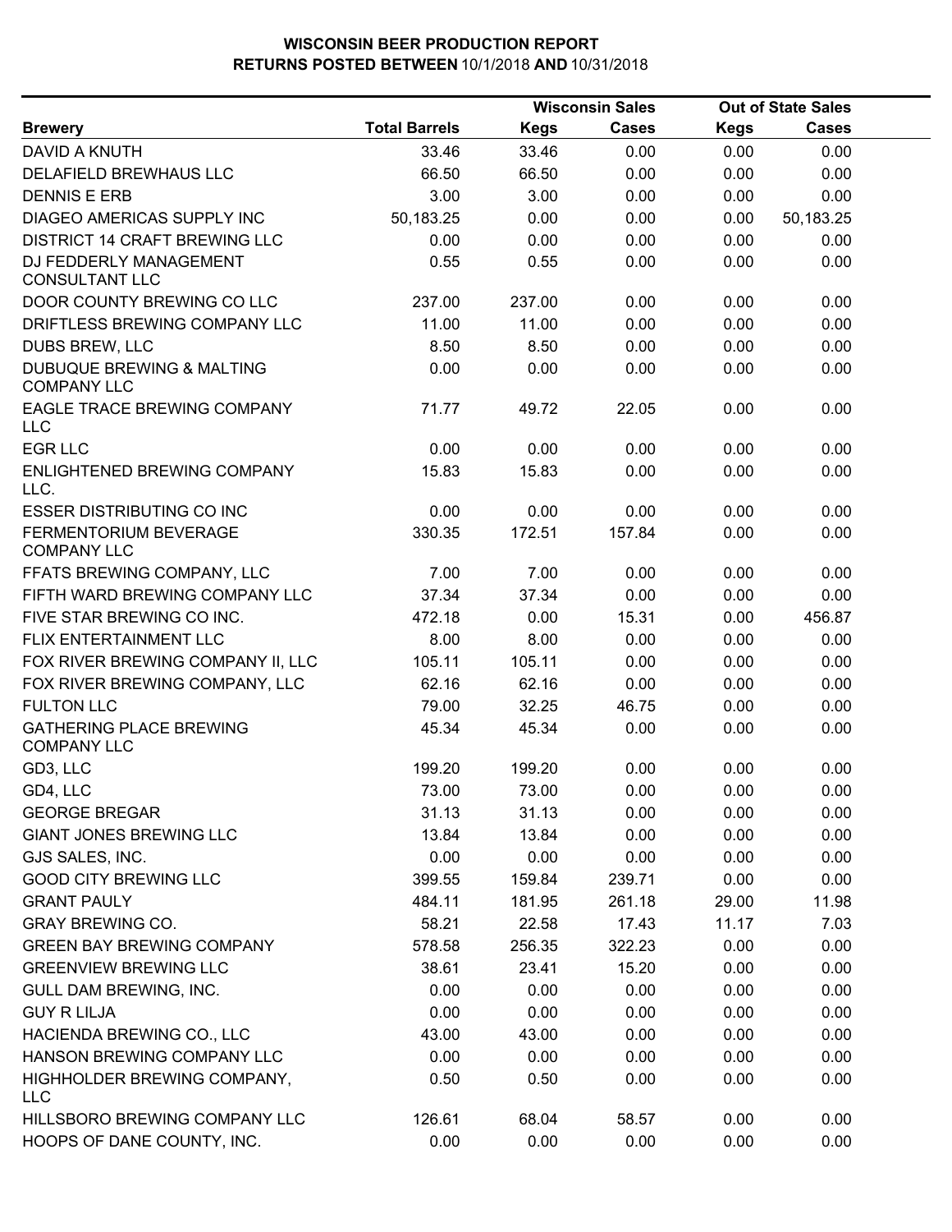# WISCONSIN BEER PRODUCTION REPORT
## RETURNS POSTED BETWEEN 10/1/2018 AND 10/31/2018

| Brewery | Total Barrels | Wisconsin Sales Kegs | Wisconsin Sales Cases | Out of State Sales Kegs | Out of State Sales Cases |
|---|---|---|---|---|---|
| DAVID A KNUTH | 33.46 | 33.46 | 0.00 | 0.00 | 0.00 |
| DELAFIELD BREWHAUS LLC | 66.50 | 66.50 | 0.00 | 0.00 | 0.00 |
| DENNIS E ERB | 3.00 | 3.00 | 0.00 | 0.00 | 0.00 |
| DIAGEO AMERICAS SUPPLY INC | 50,183.25 | 0.00 | 0.00 | 0.00 | 50,183.25 |
| DISTRICT 14 CRAFT BREWING LLC | 0.00 | 0.00 | 0.00 | 0.00 | 0.00 |
| DJ FEDDERLY MANAGEMENT CONSULTANT LLC | 0.55 | 0.55 | 0.00 | 0.00 | 0.00 |
| DOOR COUNTY BREWING CO LLC | 237.00 | 237.00 | 0.00 | 0.00 | 0.00 |
| DRIFTLESS BREWING COMPANY LLC | 11.00 | 11.00 | 0.00 | 0.00 | 0.00 |
| DUBS BREW, LLC | 8.50 | 8.50 | 0.00 | 0.00 | 0.00 |
| DUBUQUE BREWING & MALTING COMPANY LLC | 0.00 | 0.00 | 0.00 | 0.00 | 0.00 |
| EAGLE TRACE BREWING COMPANY LLC | 71.77 | 49.72 | 22.05 | 0.00 | 0.00 |
| EGR LLC | 0.00 | 0.00 | 0.00 | 0.00 | 0.00 |
| ENLIGHTENED BREWING COMPANY LLC. | 15.83 | 15.83 | 0.00 | 0.00 | 0.00 |
| ESSER DISTRIBUTING CO INC | 0.00 | 0.00 | 0.00 | 0.00 | 0.00 |
| FERMENTORIUM BEVERAGE COMPANY LLC | 330.35 | 172.51 | 157.84 | 0.00 | 0.00 |
| FFATS BREWING COMPANY, LLC | 7.00 | 7.00 | 0.00 | 0.00 | 0.00 |
| FIFTH WARD BREWING COMPANY LLC | 37.34 | 37.34 | 0.00 | 0.00 | 0.00 |
| FIVE STAR BREWING CO INC. | 472.18 | 0.00 | 15.31 | 0.00 | 456.87 |
| FLIX ENTERTAINMENT LLC | 8.00 | 8.00 | 0.00 | 0.00 | 0.00 |
| FOX RIVER BREWING COMPANY II, LLC | 105.11 | 105.11 | 0.00 | 0.00 | 0.00 |
| FOX RIVER BREWING COMPANY, LLC | 62.16 | 62.16 | 0.00 | 0.00 | 0.00 |
| FULTON LLC | 79.00 | 32.25 | 46.75 | 0.00 | 0.00 |
| GATHERING PLACE BREWING COMPANY LLC | 45.34 | 45.34 | 0.00 | 0.00 | 0.00 |
| GD3, LLC | 199.20 | 199.20 | 0.00 | 0.00 | 0.00 |
| GD4, LLC | 73.00 | 73.00 | 0.00 | 0.00 | 0.00 |
| GEORGE BREGAR | 31.13 | 31.13 | 0.00 | 0.00 | 0.00 |
| GIANT JONES BREWING LLC | 13.84 | 13.84 | 0.00 | 0.00 | 0.00 |
| GJS SALES, INC. | 0.00 | 0.00 | 0.00 | 0.00 | 0.00 |
| GOOD CITY BREWING LLC | 399.55 | 159.84 | 239.71 | 0.00 | 0.00 |
| GRANT PAULY | 484.11 | 181.95 | 261.18 | 29.00 | 11.98 |
| GRAY BREWING CO. | 58.21 | 22.58 | 17.43 | 11.17 | 7.03 |
| GREEN BAY BREWING COMPANY | 578.58 | 256.35 | 322.23 | 0.00 | 0.00 |
| GREENVIEW BREWING LLC | 38.61 | 23.41 | 15.20 | 0.00 | 0.00 |
| GULL DAM BREWING, INC. | 0.00 | 0.00 | 0.00 | 0.00 | 0.00 |
| GUY R LILJA | 0.00 | 0.00 | 0.00 | 0.00 | 0.00 |
| HACIENDA BREWING CO., LLC | 43.00 | 43.00 | 0.00 | 0.00 | 0.00 |
| HANSON BREWING COMPANY LLC | 0.00 | 0.00 | 0.00 | 0.00 | 0.00 |
| HIGHHOLDER BREWING COMPANY, LLC | 0.50 | 0.50 | 0.00 | 0.00 | 0.00 |
| HILLSBORO BREWING COMPANY LLC | 126.61 | 68.04 | 58.57 | 0.00 | 0.00 |
| HOOPS OF DANE COUNTY, INC. | 0.00 | 0.00 | 0.00 | 0.00 | 0.00 |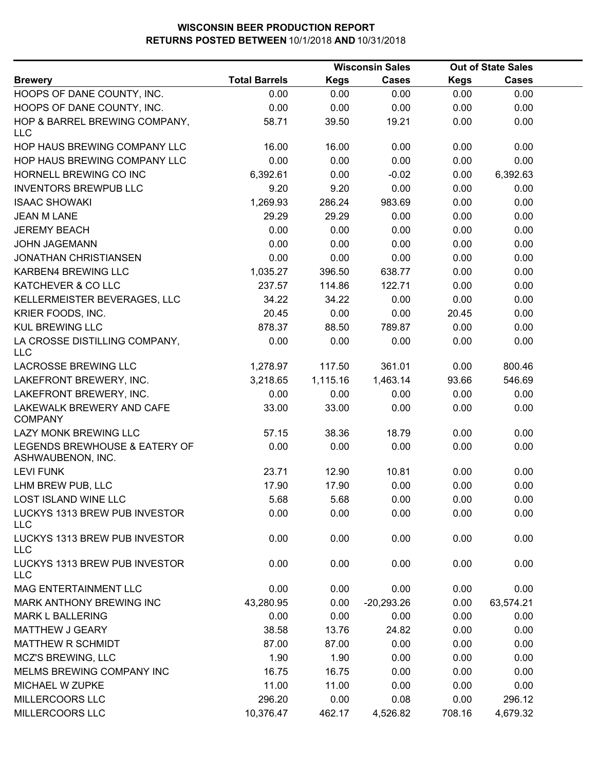# WISCONSIN BEER PRODUCTION REPORT
## RETURNS POSTED BETWEEN 10/1/2018 AND 10/31/2018

| Brewery | Total Barrels | Wisconsin Sales Kegs | Wisconsin Sales Cases | Out of State Sales Kegs | Out of State Sales Cases |
|---|---|---|---|---|---|
| HOOPS OF DANE COUNTY, INC. | 0.00 | 0.00 | 0.00 | 0.00 | 0.00 |
| HOOPS OF DANE COUNTY, INC. | 0.00 | 0.00 | 0.00 | 0.00 | 0.00 |
| HOP & BARREL BREWING COMPANY, LLC | 58.71 | 39.50 | 19.21 | 0.00 | 0.00 |
| HOP HAUS BREWING COMPANY LLC | 16.00 | 16.00 | 0.00 | 0.00 | 0.00 |
| HOP HAUS BREWING COMPANY LLC | 0.00 | 0.00 | 0.00 | 0.00 | 0.00 |
| HORNELL BREWING CO INC | 6,392.61 | 0.00 | -0.02 | 0.00 | 6,392.63 |
| INVENTORS BREWPUB LLC | 9.20 | 9.20 | 0.00 | 0.00 | 0.00 |
| ISAAC SHOWAKI | 1,269.93 | 286.24 | 983.69 | 0.00 | 0.00 |
| JEAN M LANE | 29.29 | 29.29 | 0.00 | 0.00 | 0.00 |
| JEREMY BEACH | 0.00 | 0.00 | 0.00 | 0.00 | 0.00 |
| JOHN JAGEMANN | 0.00 | 0.00 | 0.00 | 0.00 | 0.00 |
| JONATHAN CHRISTIANSEN | 0.00 | 0.00 | 0.00 | 0.00 | 0.00 |
| KARBEN4 BREWING LLC | 1,035.27 | 396.50 | 638.77 | 0.00 | 0.00 |
| KATCHEVER & CO LLC | 237.57 | 114.86 | 122.71 | 0.00 | 0.00 |
| KELLERMEISTER BEVERAGES, LLC | 34.22 | 34.22 | 0.00 | 0.00 | 0.00 |
| KRIER FOODS, INC. | 20.45 | 0.00 | 0.00 | 20.45 | 0.00 |
| KUL BREWING LLC | 878.37 | 88.50 | 789.87 | 0.00 | 0.00 |
| LA CROSSE DISTILLING COMPANY, LLC | 0.00 | 0.00 | 0.00 | 0.00 | 0.00 |
| LACROSSE BREWING LLC | 1,278.97 | 117.50 | 361.01 | 0.00 | 800.46 |
| LAKEFRONT BREWERY, INC. | 3,218.65 | 1,115.16 | 1,463.14 | 93.66 | 546.69 |
| LAKEFRONT BREWERY, INC. | 0.00 | 0.00 | 0.00 | 0.00 | 0.00 |
| LAKEWALK BREWERY AND CAFE COMPANY | 33.00 | 33.00 | 0.00 | 0.00 | 0.00 |
| LAZY MONK BREWING LLC | 57.15 | 38.36 | 18.79 | 0.00 | 0.00 |
| LEGENDS BREWHOUSE & EATERY OF ASHWAUBENON, INC. | 0.00 | 0.00 | 0.00 | 0.00 | 0.00 |
| LEVI FUNK | 23.71 | 12.90 | 10.81 | 0.00 | 0.00 |
| LHM BREW PUB, LLC | 17.90 | 17.90 | 0.00 | 0.00 | 0.00 |
| LOST ISLAND WINE LLC | 5.68 | 5.68 | 0.00 | 0.00 | 0.00 |
| LUCKYS 1313 BREW PUB INVESTOR LLC | 0.00 | 0.00 | 0.00 | 0.00 | 0.00 |
| LUCKYS 1313 BREW PUB INVESTOR LLC | 0.00 | 0.00 | 0.00 | 0.00 | 0.00 |
| LUCKYS 1313 BREW PUB INVESTOR LLC | 0.00 | 0.00 | 0.00 | 0.00 | 0.00 |
| MAG ENTERTAINMENT LLC | 0.00 | 0.00 | 0.00 | 0.00 | 0.00 |
| MARK ANTHONY BREWING INC | 43,280.95 | 0.00 | -20,293.26 | 0.00 | 63,574.21 |
| MARK L BALLERING | 0.00 | 0.00 | 0.00 | 0.00 | 0.00 |
| MATTHEW J GEARY | 38.58 | 13.76 | 24.82 | 0.00 | 0.00 |
| MATTHEW R SCHMIDT | 87.00 | 87.00 | 0.00 | 0.00 | 0.00 |
| MCZ'S BREWING, LLC | 1.90 | 1.90 | 0.00 | 0.00 | 0.00 |
| MELMS BREWING COMPANY INC | 16.75 | 16.75 | 0.00 | 0.00 | 0.00 |
| MICHAEL W ZUPKE | 11.00 | 11.00 | 0.00 | 0.00 | 0.00 |
| MILLERCOORS LLC | 296.20 | 0.00 | 0.08 | 0.00 | 296.12 |
| MILLERCOORS LLC | 10,376.47 | 462.17 | 4,526.82 | 708.16 | 4,679.32 |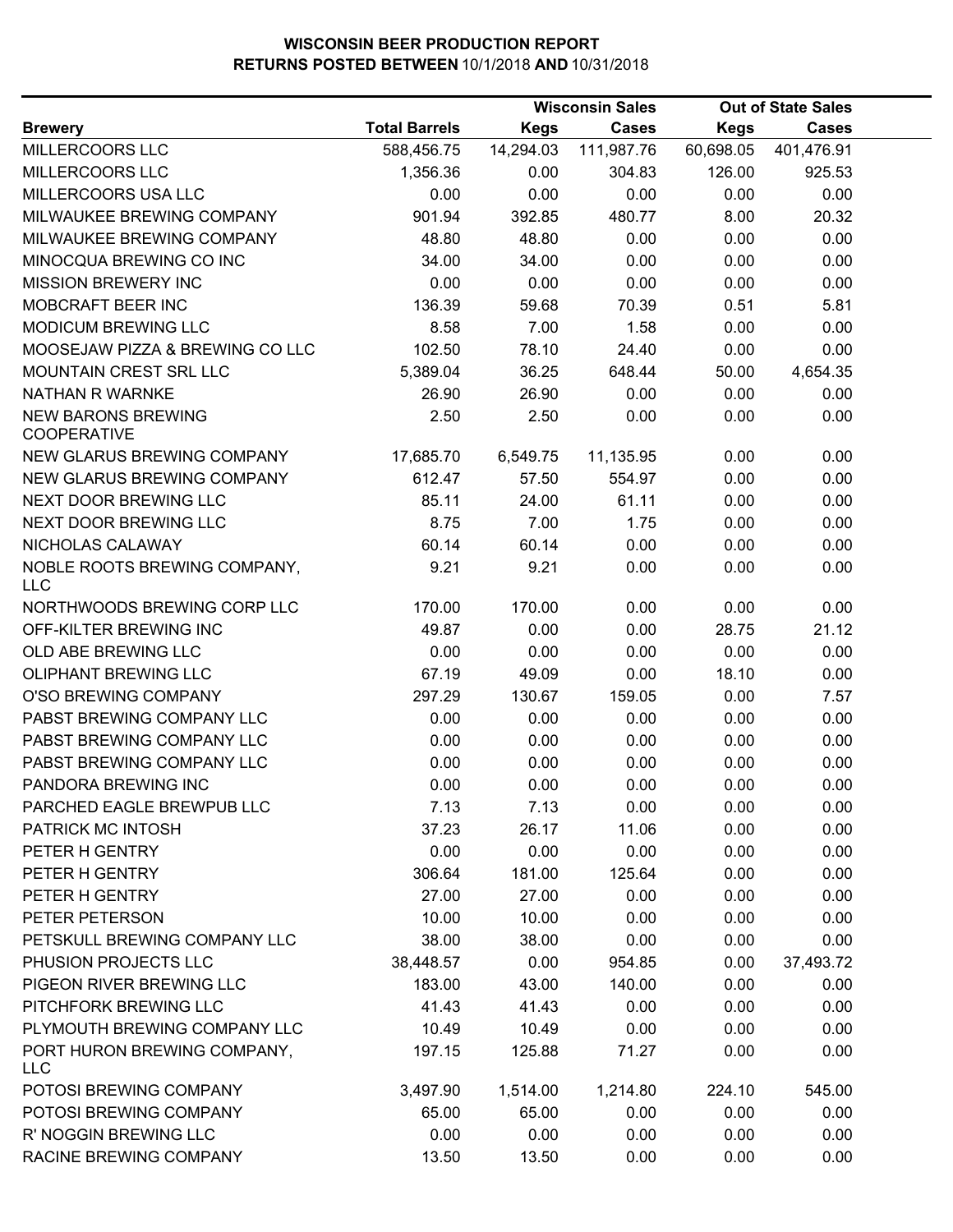# WISCONSIN BEER PRODUCTION REPORT

**RETURNS POSTED BETWEEN 10/1/2018 AND 10/31/2018**

| Brewery | Total Barrels | Wisconsin Sales | | Out of State Sales | |
|---|---|---|---|---|---|
| | | Kegs | Cases | Kegs | Cases |
| MILLERCOORS LLC | 588,456.75 | 14,294.03 | 111,987.76 | 60,698.05 | 401,476.91 |
| MILLERCOORS LLC | 1,356.36 | 0.00 | 304.83 | 126.00 | 925.53 |
| MILLERCOORS USA LLC | 0.00 | 0.00 | 0.00 | 0.00 | 0.00 |
| MILWAUKEE BREWING COMPANY | 901.94 | 392.85 | 480.77 | 8.00 | 20.32 |
| MILWAUKEE BREWING COMPANY | 48.80 | 48.80 | 0.00 | 0.00 | 0.00 |
| MINOCQUA BREWING CO INC | 34.00 | 34.00 | 0.00 | 0.00 | 0.00 |
| MISSION BREWERY INC | 0.00 | 0.00 | 0.00 | 0.00 | 0.00 |
| MOBCRAFT BEER INC | 136.39 | 59.68 | 70.39 | 0.51 | 5.81 |
| MODICUM BREWING LLC | 8.58 | 7.00 | 1.58 | 0.00 | 0.00 |
| MOOSEJAW PIZZA & BREWING CO LLC | 102.50 | 78.10 | 24.40 | 0.00 | 0.00 |
| MOUNTAIN CREST SRL LLC | 5,389.04 | 36.25 | 648.44 | 50.00 | 4,654.35 |
| NATHAN R WARNKE | 26.90 | 26.90 | 0.00 | 0.00 | 0.00 |
| NEW BARONS BREWING COOPERATIVE | 2.50 | 2.50 | 0.00 | 0.00 | 0.00 |
| NEW GLARUS BREWING COMPANY | 17,685.70 | 6,549.75 | 11,135.95 | 0.00 | 0.00 |
| NEW GLARUS BREWING COMPANY | 612.47 | 57.50 | 554.97 | 0.00 | 0.00 |
| NEXT DOOR BREWING LLC | 85.11 | 24.00 | 61.11 | 0.00 | 0.00 |
| NEXT DOOR BREWING LLC | 8.75 | 7.00 | 1.75 | 0.00 | 0.00 |
| NICHOLAS CALAWAY | 60.14 | 60.14 | 0.00 | 0.00 | 0.00 |
| NOBLE ROOTS BREWING COMPANY, LLC | 9.21 | 9.21 | 0.00 | 0.00 | 0.00 |
| NORTHWOODS BREWING CORP LLC | 170.00 | 170.00 | 0.00 | 0.00 | 0.00 |
| OFF-KILTER BREWING INC | 49.87 | 0.00 | 0.00 | 28.75 | 21.12 |
| OLD ABE BREWING LLC | 0.00 | 0.00 | 0.00 | 0.00 | 0.00 |
| OLIPHANT BREWING LLC | 67.19 | 49.09 | 0.00 | 18.10 | 0.00 |
| O'SO BREWING COMPANY | 297.29 | 130.67 | 159.05 | 0.00 | 7.57 |
| PABST BREWING COMPANY LLC | 0.00 | 0.00 | 0.00 | 0.00 | 0.00 |
| PABST BREWING COMPANY LLC | 0.00 | 0.00 | 0.00 | 0.00 | 0.00 |
| PABST BREWING COMPANY LLC | 0.00 | 0.00 | 0.00 | 0.00 | 0.00 |
| PANDORA BREWING INC | 0.00 | 0.00 | 0.00 | 0.00 | 0.00 |
| PARCHED EAGLE BREWPUB LLC | 7.13 | 7.13 | 0.00 | 0.00 | 0.00 |
| PATRICK MC INTOSH | 37.23 | 26.17 | 11.06 | 0.00 | 0.00 |
| PETER H GENTRY | 0.00 | 0.00 | 0.00 | 0.00 | 0.00 |
| PETER H GENTRY | 306.64 | 181.00 | 125.64 | 0.00 | 0.00 |
| PETER H GENTRY | 27.00 | 27.00 | 0.00 | 0.00 | 0.00 |
| PETER PETERSON | 10.00 | 10.00 | 0.00 | 0.00 | 0.00 |
| PETSKULL BREWING COMPANY LLC | 38.00 | 38.00 | 0.00 | 0.00 | 0.00 |
| PHUSION PROJECTS LLC | 38,448.57 | 0.00 | 954.85 | 0.00 | 37,493.72 |
| PIGEON RIVER BREWING LLC | 183.00 | 43.00 | 140.00 | 0.00 | 0.00 |
| PITCHFORK BREWING LLC | 41.43 | 41.43 | 0.00 | 0.00 | 0.00 |
| PLYMOUTH BREWING COMPANY LLC | 10.49 | 10.49 | 0.00 | 0.00 | 0.00 |
| PORT HURON BREWING COMPANY, LLC | 197.15 | 125.88 | 71.27 | 0.00 | 0.00 |
| POTOSI BREWING COMPANY | 3,497.90 | 1,514.00 | 1,214.80 | 224.10 | 545.00 |
| POTOSI BREWING COMPANY | 65.00 | 65.00 | 0.00 | 0.00 | 0.00 |
| R' NOGGIN BREWING LLC | 0.00 | 0.00 | 0.00 | 0.00 | 0.00 |
| RACINE BREWING COMPANY | 13.50 | 13.50 | 0.00 | 0.00 | 0.00 |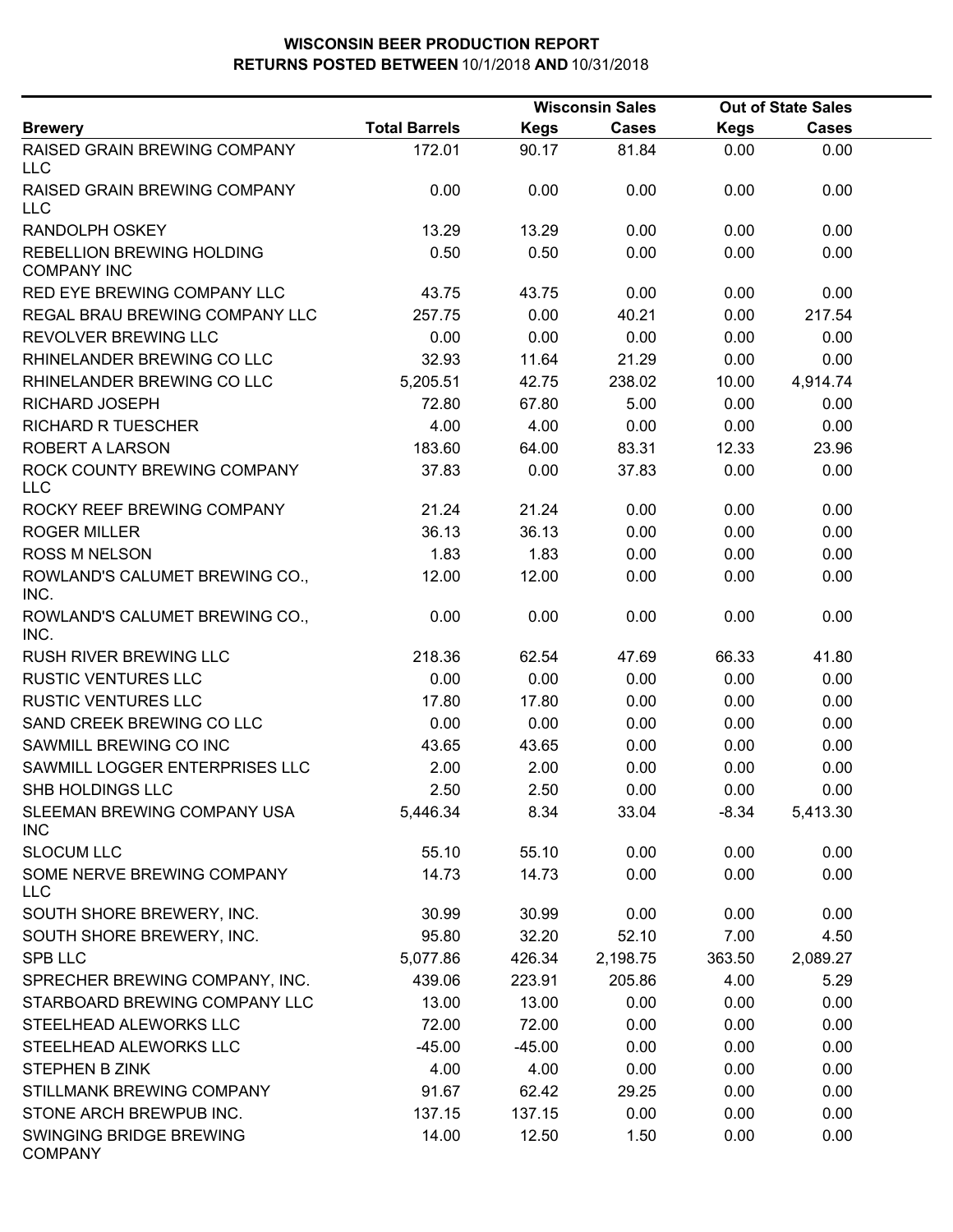# WISCONSIN BEER PRODUCTION REPORT
## RETURNS POSTED BETWEEN 10/1/2018 AND 10/31/2018

| | | Wisconsin Sales | | Out of State Sales | |
|---|---|---|---|---|---|
| **Brewery** | **Total Barrels** | **Kegs** | **Cases** | **Kegs** | **Cases** |
| RAISED GRAIN BREWING COMPANY LLC | 172.01 | 90.17 | 81.84 | 0.00 | 0.00 |
| RAISED GRAIN BREWING COMPANY LLC | 0.00 | 0.00 | 0.00 | 0.00 | 0.00 |
| RANDOLPH OSKEY | 13.29 | 13.29 | 0.00 | 0.00 | 0.00 |
| REBELLION BREWING HOLDING COMPANY INC | 0.50 | 0.50 | 0.00 | 0.00 | 0.00 |
| RED EYE BREWING COMPANY LLC | 43.75 | 43.75 | 0.00 | 0.00 | 0.00 |
| REGAL BRAU BREWING COMPANY LLC | 257.75 | 0.00 | 40.21 | 0.00 | 217.54 |
| REVOLVER BREWING LLC | 0.00 | 0.00 | 0.00 | 0.00 | 0.00 |
| RHINELANDER BREWING CO LLC | 32.93 | 11.64 | 21.29 | 0.00 | 0.00 |
| RHINELANDER BREWING CO LLC | 5,205.51 | 42.75 | 238.02 | 10.00 | 4,914.74 |
| RICHARD JOSEPH | 72.80 | 67.80 | 5.00 | 0.00 | 0.00 |
| RICHARD R TUESCHER | 4.00 | 4.00 | 0.00 | 0.00 | 0.00 |
| ROBERT A LARSON | 183.60 | 64.00 | 83.31 | 12.33 | 23.96 |
| ROCK COUNTY BREWING COMPANY LLC | 37.83 | 0.00 | 37.83 | 0.00 | 0.00 |
| ROCKY REEF BREWING COMPANY | 21.24 | 21.24 | 0.00 | 0.00 | 0.00 |
| ROGER MILLER | 36.13 | 36.13 | 0.00 | 0.00 | 0.00 |
| ROSS M NELSON | 1.83 | 1.83 | 0.00 | 0.00 | 0.00 |
| ROWLAND'S CALUMET BREWING CO., INC. | 12.00 | 12.00 | 0.00 | 0.00 | 0.00 |
| ROWLAND'S CALUMET BREWING CO., INC. | 0.00 | 0.00 | 0.00 | 0.00 | 0.00 |
| RUSH RIVER BREWING LLC | 218.36 | 62.54 | 47.69 | 66.33 | 41.80 |
| RUSTIC VENTURES LLC | 0.00 | 0.00 | 0.00 | 0.00 | 0.00 |
| RUSTIC VENTURES LLC | 17.80 | 17.80 | 0.00 | 0.00 | 0.00 |
| SAND CREEK BREWING CO LLC | 0.00 | 0.00 | 0.00 | 0.00 | 0.00 |
| SAWMILL BREWING CO INC | 43.65 | 43.65 | 0.00 | 0.00 | 0.00 |
| SAWMILL LOGGER ENTERPRISES LLC | 2.00 | 2.00 | 0.00 | 0.00 | 0.00 |
| SHB HOLDINGS LLC | 2.50 | 2.50 | 0.00 | 0.00 | 0.00 |
| SLEEMAN BREWING COMPANY USA INC | 5,446.34 | 8.34 | 33.04 | -8.34 | 5,413.30 |
| SLOCUM LLC | 55.10 | 55.10 | 0.00 | 0.00 | 0.00 |
| SOME NERVE BREWING COMPANY LLC | 14.73 | 14.73 | 0.00 | 0.00 | 0.00 |
| SOUTH SHORE BREWERY, INC. | 30.99 | 30.99 | 0.00 | 0.00 | 0.00 |
| SOUTH SHORE BREWERY, INC. | 95.80 | 32.20 | 52.10 | 7.00 | 4.50 |
| SPB LLC | 5,077.86 | 426.34 | 2,198.75 | 363.50 | 2,089.27 |
| SPRECHER BREWING COMPANY, INC. | 439.06 | 223.91 | 205.86 | 4.00 | 5.29 |
| STARBOARD BREWING COMPANY LLC | 13.00 | 13.00 | 0.00 | 0.00 | 0.00 |
| STEELHEAD ALEWORKS LLC | 72.00 | 72.00 | 0.00 | 0.00 | 0.00 |
| STEELHEAD ALEWORKS LLC | -45.00 | -45.00 | 0.00 | 0.00 | 0.00 |
| STEPHEN B ZINK | 4.00 | 4.00 | 0.00 | 0.00 | 0.00 |
| STILLMANK BREWING COMPANY | 91.67 | 62.42 | 29.25 | 0.00 | 0.00 |
| STONE ARCH BREWPUB INC. | 137.15 | 137.15 | 0.00 | 0.00 | 0.00 |
| SWINGING BRIDGE BREWING COMPANY | 14.00 | 12.50 | 1.50 | 0.00 | 0.00 |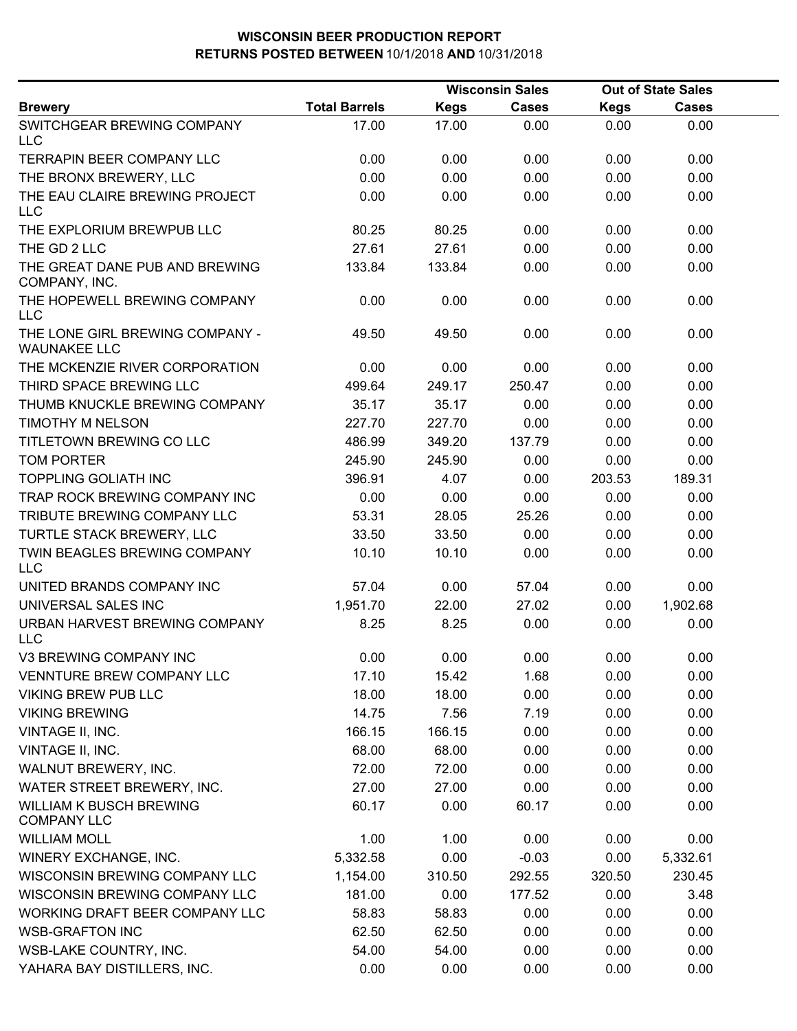# WISCONSIN BEER PRODUCTION REPORT
## RETURNS POSTED BETWEEN 10/1/2018 AND 10/31/2018

| Brewery | Total Barrels | Wisconsin Sales Kegs | Wisconsin Sales Cases | Out of State Sales Kegs | Out of State Sales Cases |
|---|---|---|---|---|---|
| SWITCHGEAR BREWING COMPANY LLC | 17.00 | 17.00 | 0.00 | 0.00 | 0.00 |
| TERRAPIN BEER COMPANY LLC | 0.00 | 0.00 | 0.00 | 0.00 | 0.00 |
| THE BRONX BREWERY, LLC | 0.00 | 0.00 | 0.00 | 0.00 | 0.00 |
| THE EAU CLAIRE BREWING PROJECT LLC | 0.00 | 0.00 | 0.00 | 0.00 | 0.00 |
| THE EXPLORIUM BREWPUB LLC | 80.25 | 80.25 | 0.00 | 0.00 | 0.00 |
| THE GD 2 LLC | 27.61 | 27.61 | 0.00 | 0.00 | 0.00 |
| THE GREAT DANE PUB AND BREWING COMPANY, INC. | 133.84 | 133.84 | 0.00 | 0.00 | 0.00 |
| THE HOPEWELL BREWING COMPANY LLC | 0.00 | 0.00 | 0.00 | 0.00 | 0.00 |
| THE LONE GIRL BREWING COMPANY - WAUNAKEE LLC | 49.50 | 49.50 | 0.00 | 0.00 | 0.00 |
| THE MCKENZIE RIVER CORPORATION | 0.00 | 0.00 | 0.00 | 0.00 | 0.00 |
| THIRD SPACE BREWING LLC | 499.64 | 249.17 | 250.47 | 0.00 | 0.00 |
| THUMB KNUCKLE BREWING COMPANY | 35.17 | 35.17 | 0.00 | 0.00 | 0.00 |
| TIMOTHY M NELSON | 227.70 | 227.70 | 0.00 | 0.00 | 0.00 |
| TITLETOWN BREWING CO LLC | 486.99 | 349.20 | 137.79 | 0.00 | 0.00 |
| TOM PORTER | 245.90 | 245.90 | 0.00 | 0.00 | 0.00 |
| TOPPLING GOLIATH INC | 396.91 | 4.07 | 0.00 | 203.53 | 189.31 |
| TRAP ROCK BREWING COMPANY INC | 0.00 | 0.00 | 0.00 | 0.00 | 0.00 |
| TRIBUTE BREWING COMPANY LLC | 53.31 | 28.05 | 25.26 | 0.00 | 0.00 |
| TURTLE STACK BREWERY, LLC | 33.50 | 33.50 | 0.00 | 0.00 | 0.00 |
| TWIN BEAGLES BREWING COMPANY LLC | 10.10 | 10.10 | 0.00 | 0.00 | 0.00 |
| UNITED BRANDS COMPANY INC | 57.04 | 0.00 | 57.04 | 0.00 | 0.00 |
| UNIVERSAL SALES INC | 1,951.70 | 22.00 | 27.02 | 0.00 | 1,902.68 |
| URBAN HARVEST BREWING COMPANY LLC | 8.25 | 8.25 | 0.00 | 0.00 | 0.00 |
| V3 BREWING COMPANY INC | 0.00 | 0.00 | 0.00 | 0.00 | 0.00 |
| VENNTURE BREW COMPANY LLC | 17.10 | 15.42 | 1.68 | 0.00 | 0.00 |
| VIKING BREW PUB LLC | 18.00 | 18.00 | 0.00 | 0.00 | 0.00 |
| VIKING BREWING | 14.75 | 7.56 | 7.19 | 0.00 | 0.00 |
| VINTAGE II, INC. | 166.15 | 166.15 | 0.00 | 0.00 | 0.00 |
| VINTAGE II, INC. | 68.00 | 68.00 | 0.00 | 0.00 | 0.00 |
| WALNUT BREWERY, INC. | 72.00 | 72.00 | 0.00 | 0.00 | 0.00 |
| WATER STREET BREWERY, INC. | 27.00 | 27.00 | 0.00 | 0.00 | 0.00 |
| WILLIAM K BUSCH BREWING COMPANY LLC | 60.17 | 0.00 | 60.17 | 0.00 | 0.00 |
| WILLIAM MOLL | 1.00 | 1.00 | 0.00 | 0.00 | 0.00 |
| WINERY EXCHANGE, INC. | 5,332.58 | 0.00 | -0.03 | 0.00 | 5,332.61 |
| WISCONSIN BREWING COMPANY LLC | 1,154.00 | 310.50 | 292.55 | 320.50 | 230.45 |
| WISCONSIN BREWING COMPANY LLC | 181.00 | 0.00 | 177.52 | 0.00 | 3.48 |
| WORKING DRAFT BEER COMPANY LLC | 58.83 | 58.83 | 0.00 | 0.00 | 0.00 |
| WSB-GRAFTON INC | 62.50 | 62.50 | 0.00 | 0.00 | 0.00 |
| WSB-LAKE COUNTRY, INC. | 54.00 | 54.00 | 0.00 | 0.00 | 0.00 |
| YAHARA BAY DISTILLERS, INC. | 0.00 | 0.00 | 0.00 | 0.00 | 0.00 |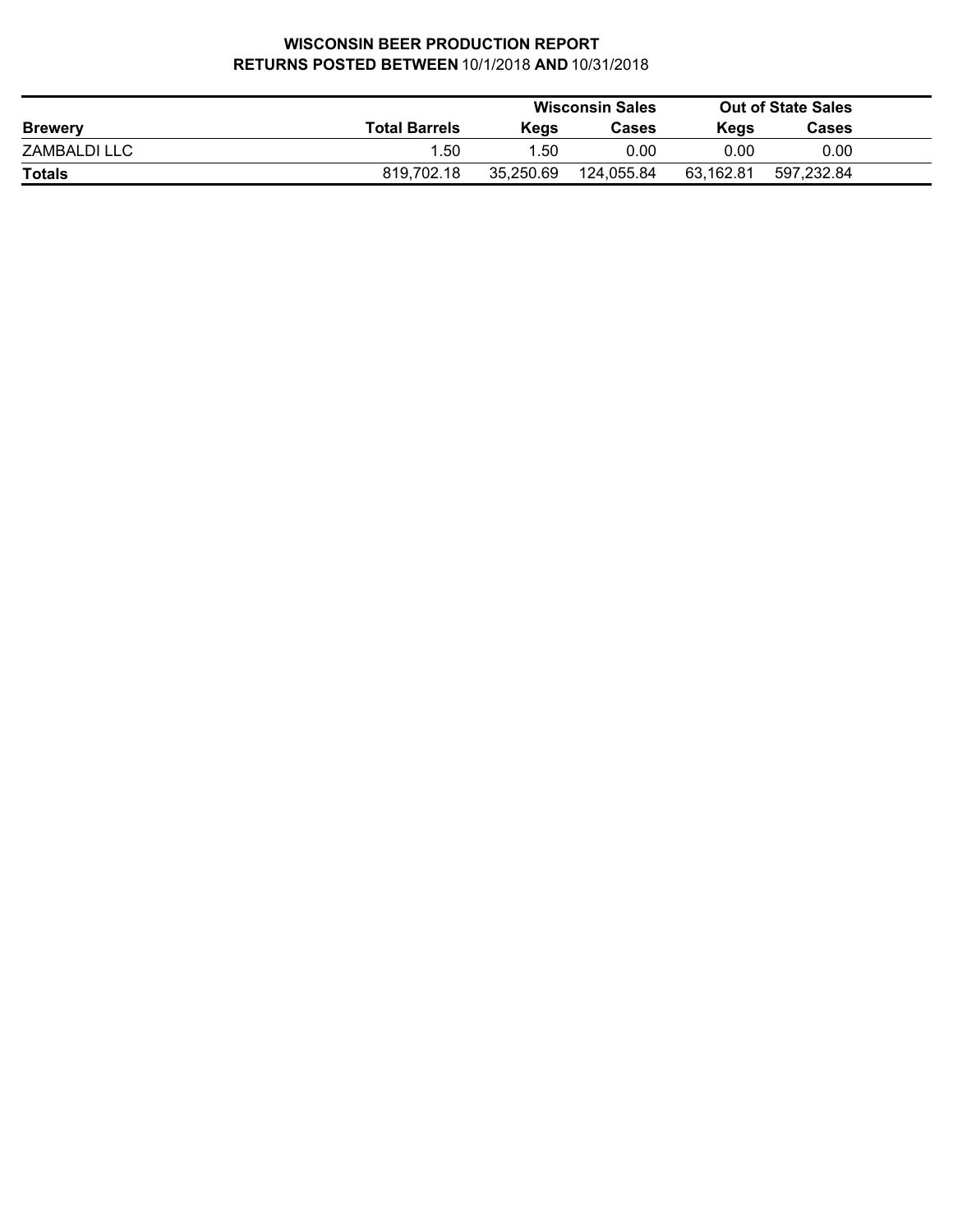**WISCONSIN BEER PRODUCTION REPORT**
**RETURNS POSTED BETWEEN** 10/1/2018 **AND** 10/31/2018

| | | Wisconsin Sales | | Out of State Sales | |
|---|---|---|---|---|---|
| **Brewery** | **Total Barrels** | **Kegs** | **Cases** | **Kegs** | **Cases** |
| ZAMBALDI LLC | 1.50 | 1.50 | 0.00 | 0.00 | 0.00 |
| **Totals** | 819,702.18 | 35,250.69 | 124,055.84 | 63,162.81 | 597,232.84 |